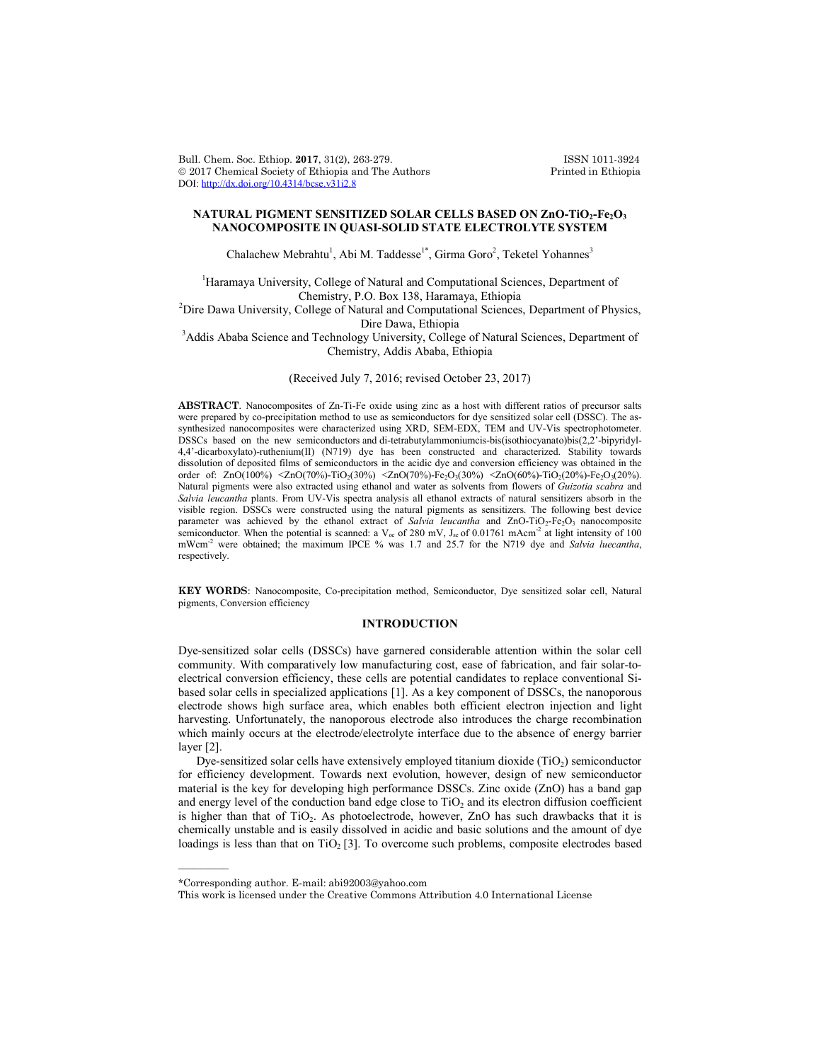# NATURAL PIGMENT SENSITIZED SOLAR CELLS BASED ON ZnO-$TiO_2$-$Fe_2O_3$ NANOCOMPOSITE IN QUASI-SOLID STATE ELECTROLYTE SYSTEM

Chalachew Mebrahtu[1], Abi M. Taddesse[1*], Girma Goro[2], Teketel Yohannes[3]

[1]Haramaya University, College of Natural and Computational Sciences, Department of Chemistry, P.O. Box 138, Haramaya, Ethiopia

[2]Dire Dawa University, College of Natural and Computational Sciences, Department of Physics, Dire Dawa, Ethiopia

[3]Addis Ababa Science and Technology University, College of Natural Sciences, Department of Chemistry, Addis Ababa, Ethiopia

(Received July 7, 2016; revised October 23, 2017)

**ABSTRACT**. Nanocomposites of Zn-Ti-Fe oxide using zinc as a host with different ratios of precursor salts were prepared by co-precipitation method to use as semiconductors for dye sensitized solar cell (DSSC). The as-synthesized nanocomposites were characterized using XRD, SEM-EDX, TEM and UV-Vis spectrophotometer. DSSCs based on the new semiconductors and di-tetrabutylammoniumcis-bis(isothiocyanato)bis(2,2'-bipyridyl-4,4'-dicarboxylato)-ruthenium(II) (N719) dye has been constructed and characterized. Stability towards dissolution of deposited films of semiconductors in the acidic dye and conversion efficiency was obtained in the order of: ZnO(100%) <ZnO(70%)-$TiO_2$(30%) <ZnO(70%)-$Fe_2O_3$(30%) <ZnO(60%)-$TiO_2$(20%)-$Fe_2O_3$(20%). Natural pigments were also extracted using ethanol and water as solvents from flowers of *Guizotia scabra* and *Salvia leucantha* plants. From UV-Vis spectra analysis all ethanol extracts of natural sensitizers absorb in the visible region. DSSCs were constructed using the natural pigments as sensitizers. The following best device parameter was achieved by the ethanol extract of *Salvia leucantha* and ZnO-$TiO_2$-$Fe_2O_3$ nanocomposite semiconductor. When the potential is scanned: a $V_{oc}$ of 280 mV, $J_{sc}$ of 0.01761 mAcm$^{-2}$ at light intensity of 100 mWcm$^{-2}$ were obtained; the maximum IPCE % was 1.7 and 25.7 for the N719 dye and *Salvia luecantha*, respectively.

**KEY WORDS**: Nanocomposite, Co-precipitation method, Semiconductor, Dye sensitized solar cell, Natural pigments, Conversion efficiency

## INTRODUCTION

Dye-sensitized solar cells (DSSCs) have garnered considerable attention within the solar cell community. With comparatively low manufacturing cost, ease of fabrication, and fair solar-to-electrical conversion efficiency, these cells are potential candidates to replace conventional Si-based solar cells in specialized applications [1]. As a key component of DSSCs, the nanoporous electrode shows high surface area, which enables both efficient electron injection and light harvesting. Unfortunately, the nanoporous electrode also introduces the charge recombination which mainly occurs at the electrode/electrolyte interface due to the absence of energy barrier layer [2].

Dye-sensitized solar cells have extensively employed titanium dioxide ($TiO_2$) semiconductor for efficiency development. Towards next evolution, however, design of new semiconductor material is the key for developing high performance DSSCs. Zinc oxide (ZnO) has a band gap and energy level of the conduction band edge close to $TiO_2$ and its electron diffusion coefficient is higher than that of $TiO_2$. As photoelectrode, however, ZnO has such drawbacks that it is chemically unstable and is easily dissolved in acidic and basic solutions and the amount of dye loadings is less than that on $TiO_2$ [3]. To overcome such problems, composite electrodes based

*Corresponding author. E-mail: abi92003@yahoo.com

This work is licensed under the Creative Commons Attribution 4.0 International License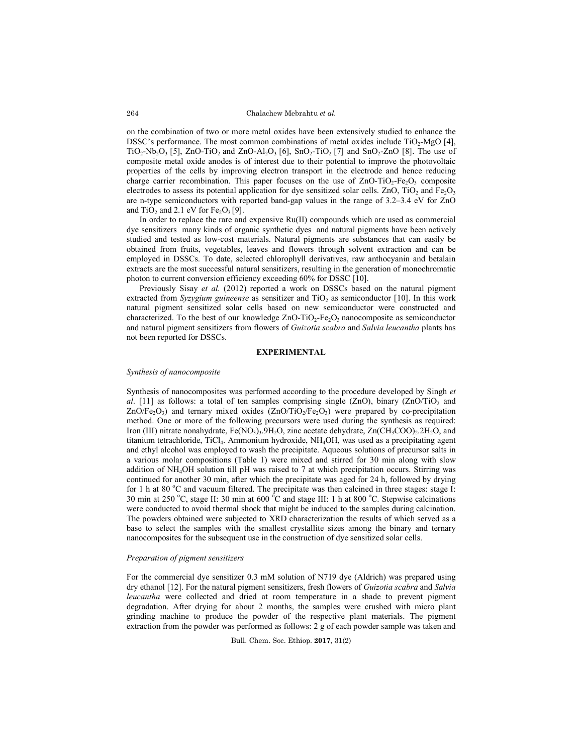on the combination of two or more metal oxides have been extensively studied to enhance the DSSC's performance. The most common combinations of metal oxides include $TiO_2$-MgO [4], $TiO_2$-$Nb_2O_3$ [5], ZnO-$TiO_2$ and ZnO-$Al_2O_3$ [6], $SnO_2$-$TiO_2$ [7] and $SnO_2$-ZnO [8]. The use of composite metal oxide anodes is of interest due to their potential to improve the photovoltaic properties of the cells by improving electron transport in the electrode and hence reducing charge carrier recombination. This paper focuses on the use of ZnO-$TiO_2$-$Fe_2O_3$ composite electrodes to assess its potential application for dye sensitized solar cells. ZnO, $TiO_2$ and $Fe_2O_3$ are n-type semiconductors with reported band-gap values in the range of 3.2–3.4 eV for ZnO and $TiO_2$ and 2.1 eV for $Fe_2O_3$ [9].

In order to replace the rare and expensive Ru(II) compounds which are used as commercial dye sensitizers many kinds of organic synthetic dyes and natural pigments have been actively studied and tested as low-cost materials. Natural pigments are substances that can easily be obtained from fruits, vegetables, leaves and flowers through solvent extraction and can be employed in DSSCs. To date, selected chlorophyll derivatives, raw anthocyanin and betalain extracts are the most successful natural sensitizers, resulting in the generation of monochromatic photon to current conversion efficiency exceeding 60% for DSSC [10].

Previously Sisay *et al.* (2012) reported a work on DSSCs based on the natural pigment extracted from *Syzygium guineense* as sensitizer and $TiO_2$ as semiconductor [10]. In this work natural pigment sensitized solar cells based on new semiconductor were constructed and characterized. To the best of our knowledge ZnO-$TiO_2$-$Fe_2O_3$ nanocomposite as semiconductor and natural pigment sensitizers from flowers of *Guizotia scabra* and *Salvia leucantha* plants has not been reported for DSSCs.

## EXPERIMENTAL

### *Synthesis of nanocomposite*

Synthesis of nanocomposites was performed according to the procedure developed by Singh *et al*. [11] as follows: a total of ten samples comprising single (ZnO), binary (ZnO/$TiO_2$ and ZnO/$Fe_2O_3$) and ternary mixed oxides (ZnO/$TiO_2$/$Fe_2O_3$) were prepared by co-precipitation method. One or more of the following precursors were used during the synthesis as required: Iron (III) nitrate nonahydrate, $Fe(NO_3)_3.9H_2O$, zinc acetate dehydrate, $Zn(CH_3COO)_2.2H_2O$, and titanium tetrachloride, $TiCl_4$. Ammonium hydroxide, $NH_4OH$, was used as a precipitating agent and ethyl alcohol was employed to wash the precipitate. Aqueous solutions of precursor salts in a various molar compositions (Table 1) were mixed and stirred for 30 min along with slow addition of $NH_4OH$ solution till pH was raised to 7 at which precipitation occurs. Stirring was continued for another 30 min, after which the precipitate was aged for 24 h, followed by drying for 1 h at 80 °C and vacuum filtered. The precipitate was then calcined in three stages: stage I: 30 min at 250 °C, stage II: 30 min at 600 °C and stage III: 1 h at 800 °C. Stepwise calcinations were conducted to avoid thermal shock that might be induced to the samples during calcination. The powders obtained were subjected to XRD characterization the results of which served as a base to select the samples with the smallest crystallite sizes among the binary and ternary nanocomposites for the subsequent use in the construction of dye sensitized solar cells.

### *Preparation of pigment sensitizers*

For the commercial dye sensitizer 0.3 mM solution of N719 dye (Aldrich) was prepared using dry ethanol [12]. For the natural pigment sensitizers, fresh flowers of *Guizotia scabra* and *Salvia leucantha* were collected and dried at room temperature in a shade to prevent pigment degradation. After drying for about 2 months, the samples were crushed with micro plant grinding machine to produce the powder of the respective plant materials. The pigment extraction from the powder was performed as follows: 2 g of each powder sample was taken and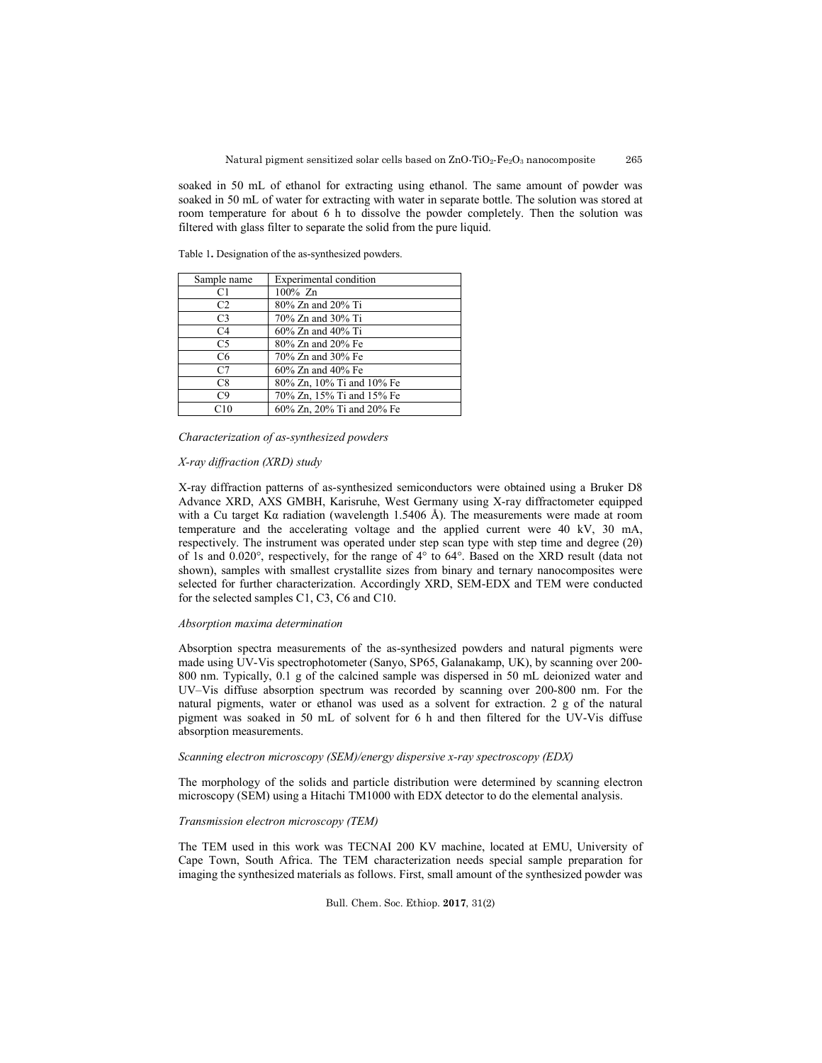soaked in 50 mL of ethanol for extracting using ethanol. The same amount of powder was soaked in 50 mL of water for extracting with water in separate bottle. The solution was stored at room temperature for about 6 h to dissolve the powder completely. Then the solution was filtered with glass filter to separate the solid from the pure liquid.

Table 1**.** Designation of the as-synthesized powders.

| Sample name | Experimental condition |
| --- | --- |
| C1 | 100% Zn |
| C2 | 80% Zn and 20% Ti |
| C3 | 70% Zn and 30% Ti |
| C4 | 60% Zn and 40% Ti |
| C5 | 80% Zn and 20% Fe |
| C6 | 70% Zn and 30% Fe |
| C7 | 60% Zn and 40% Fe |
| C8 | 80% Zn, 10% Ti and 10% Fe |
| C9 | 70% Zn, 15% Ti and 15% Fe |
| C10 | 60% Zn, 20% Ti and 20% Fe |

*Characterization of as-synthesized powders*

*X-ray diffraction (XRD) study*

X-ray diffraction patterns of as-synthesized semiconductors were obtained using a Bruker D8 Advance XRD, AXS GMBH, Karisruhe, West Germany using X-ray diffractometer equipped with a Cu target Kα radiation (wavelength 1.5406 Å). The measurements were made at room temperature and the accelerating voltage and the applied current were 40 kV, 30 mA, respectively. The instrument was operated under step scan type with step time and degree (2θ) of 1s and 0.020°, respectively, for the range of 4° to 64°. Based on the XRD result (data not shown), samples with smallest crystallite sizes from binary and ternary nanocomposites were selected for further characterization. Accordingly XRD, SEM-EDX and TEM were conducted for the selected samples C1, C3, C6 and C10.

*Absorption maxima determination*

Absorption spectra measurements of the as-synthesized powders and natural pigments were made using UV-Vis spectrophotometer (Sanyo, SP65, Galanakamp, UK), by scanning over 200-800 nm. Typically, 0.1 g of the calcined sample was dispersed in 50 mL deionized water and UV–Vis diffuse absorption spectrum was recorded by scanning over 200-800 nm. For the natural pigments, water or ethanol was used as a solvent for extraction. 2 g of the natural pigment was soaked in 50 mL of solvent for 6 h and then filtered for the UV-Vis diffuse absorption measurements.

*Scanning electron microscopy (SEM)/energy dispersive x-ray spectroscopy (EDX)*

The morphology of the solids and particle distribution were determined by scanning electron microscopy (SEM) using a Hitachi TM1000 with EDX detector to do the elemental analysis.

*Transmission electron microscopy (TEM)*

The TEM used in this work was TECNAI 200 KV machine, located at EMU, University of Cape Town, South Africa. The TEM characterization needs special sample preparation for imaging the synthesized materials as follows. First, small amount of the synthesized powder was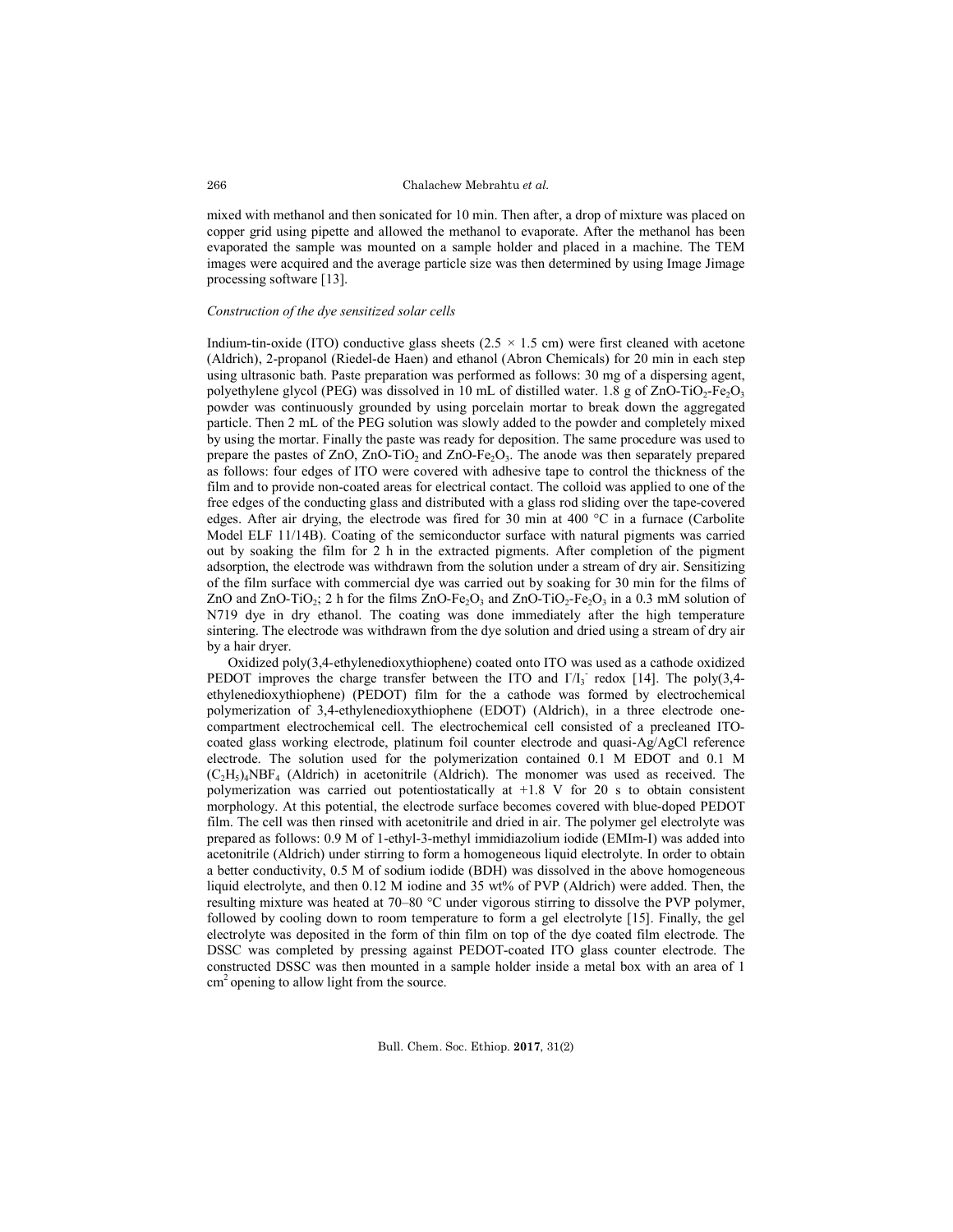mixed with methanol and then sonicated for 10 min. Then after, a drop of mixture was placed on copper grid using pipette and allowed the methanol to evaporate. After the methanol has been evaporated the sample was mounted on a sample holder and placed in a machine. The TEM images were acquired and the average particle size was then determined by using Image Jimage processing software [13].

*Construction of the dye sensitized solar cells*

Indium-tin-oxide (ITO) conductive glass sheets (2.5 × 1.5 cm) were first cleaned with acetone (Aldrich), 2-propanol (Riedel-de Haen) and ethanol (Abron Chemicals) for 20 min in each step using ultrasonic bath. Paste preparation was performed as follows: 30 mg of a dispersing agent, polyethylene glycol (PEG) was dissolved in 10 mL of distilled water. 1.8 g of $ZnO$-$TiO_2$-$Fe_2O_3$ powder was continuously grounded by using porcelain mortar to break down the aggregated particle. Then 2 mL of the PEG solution was slowly added to the powder and completely mixed by using the mortar. Finally the paste was ready for deposition. The same procedure was used to prepare the pastes of ZnO, $ZnO$-$TiO_2$ and $ZnO$-$Fe_2O_3$. The anode was then separately prepared as follows: four edges of ITO were covered with adhesive tape to control the thickness of the film and to provide non-coated areas for electrical contact. The colloid was applied to one of the free edges of the conducting glass and distributed with a glass rod sliding over the tape-covered edges. After air drying, the electrode was fired for 30 min at 400 °C in a furnace (Carbolite Model ELF 11/14B). Coating of the semiconductor surface with natural pigments was carried out by soaking the film for 2 h in the extracted pigments. After completion of the pigment adsorption, the electrode was withdrawn from the solution under a stream of dry air. Sensitizing of the film surface with commercial dye was carried out by soaking for 30 min for the films of ZnO and $ZnO$-$TiO_2$; 2 h for the films $ZnO$-$Fe_2O_3$ and $ZnO$-$TiO_2$-$Fe_2O_3$ in a 0.3 mM solution of N719 dye in dry ethanol. The coating was done immediately after the high temperature sintering. The electrode was withdrawn from the dye solution and dried using a stream of dry air by a hair dryer.

Oxidized poly(3,4-ethylenedioxythiophene) coated onto ITO was used as a cathode oxidized PEDOT improves the charge transfer between the ITO and $I^-/I_3^-$ redox [14]. The poly(3,4-ethylenedioxythiophene) (PEDOT) film for the a cathode was formed by electrochemical polymerization of 3,4-ethylenedioxythiophene (EDOT) (Aldrich), in a three electrode one-compartment electrochemical cell. The electrochemical cell consisted of a precleaned ITO-coated glass working electrode, platinum foil counter electrode and quasi-Ag/AgCl reference electrode. The solution used for the polymerization contained 0.1 M EDOT and 0.1 M $(C_2H_5)_4NBF_4$ (Aldrich) in acetonitrile (Aldrich). The monomer was used as received. The polymerization was carried out potentiostatically at +1.8 V for 20 s to obtain consistent morphology. At this potential, the electrode surface becomes covered with blue-doped PEDOT film. The cell was then rinsed with acetonitrile and dried in air. The polymer gel electrolyte was prepared as follows: 0.9 M of 1-ethyl-3-methyl immidiazolium iodide (EMIm-I) was added into acetonitrile (Aldrich) under stirring to form a homogeneous liquid electrolyte. In order to obtain a better conductivity, 0.5 M of sodium iodide (BDH) was dissolved in the above homogeneous liquid electrolyte, and then 0.12 M iodine and 35 wt% of PVP (Aldrich) were added. Then, the resulting mixture was heated at 70–80 °C under vigorous stirring to dissolve the PVP polymer, followed by cooling down to room temperature to form a gel electrolyte [15]. Finally, the gel electrolyte was deposited in the form of thin film on top of the dye coated film electrode. The DSSC was completed by pressing against PEDOT-coated ITO glass counter electrode. The constructed DSSC was then mounted in a sample holder inside a metal box with an area of 1 $cm^2$ opening to allow light from the source.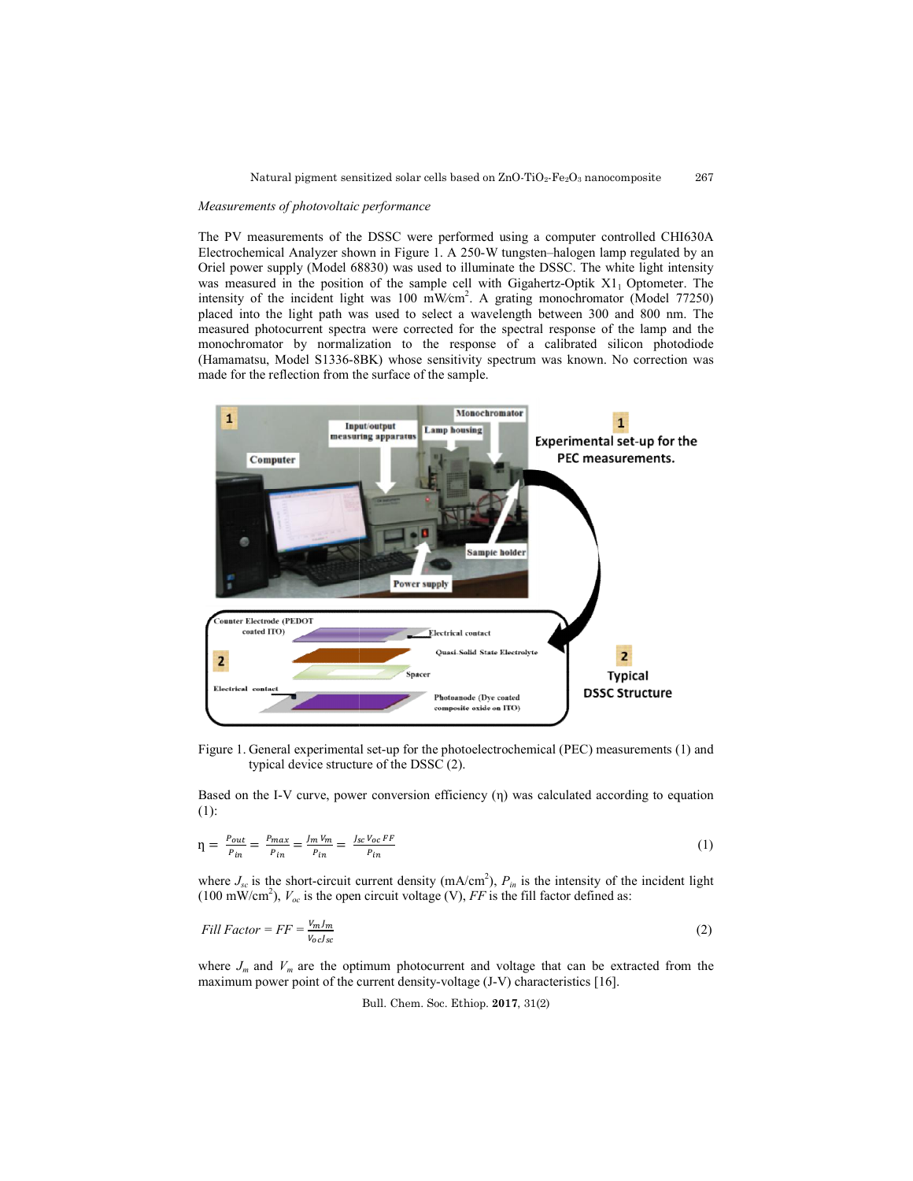*Measurements of photovoltaic performance*

The PV measurements of the DSSC were performed using a computer controlled CHI630A Electrochemical Analyzer shown in Figure 1. A 250-W tungsten–halogen lamp regulated by an Oriel power supply (Model 68830) was used to illuminate the DSSC. The white light intensity was measured in the position of the sample cell with Gigahertz-Optik $X1_1$ Optometer. The intensity of the incident light was 100 mW/cm$^2$. A grating monochromator (Model 77250) placed into the light path was used to select a wavelength between 300 and 800 nm. The measured photocurrent spectra were corrected for the spectral response of the lamp and the monochromator by normalization to the response of a calibrated silicon photodiode (Hamamatsu, Model S1336-8BK) whose sensitivity spectrum was known. No correction was made for the reflection from the surface of the sample.

Figure 1. General experimental set-up for the photoelectrochemical (PEC) measurements (1) and typical device structure of the DSSC (2).

Based on the I-V curve, power conversion efficiency (η) was calculated according to equation (1):

$$\eta = \frac{P_{out}}{P_{in}} = \frac{P_{max}}{P_{in}} = \frac{J_m V_m}{P_{in}} = \frac{J_{sc} V_{oc} FF}{P_{in}} \tag{1}$$

where $J_{sc}$ is the short-circuit current density (mA/cm$^2$), $P_{in}$ is the intensity of the incident light (100 mW/cm$^2$), $V_{oc}$ is the open circuit voltage (V), $FF$ is the fill factor defined as:

$$Fill\ Factor = FF = \frac{V_m J_m}{V_{oc} J_{sc}} \tag{2}$$

where $J_m$ and $V_m$ are the optimum photocurrent and voltage that can be extracted from the maximum power point of the current density-voltage (J-V) characteristics [16].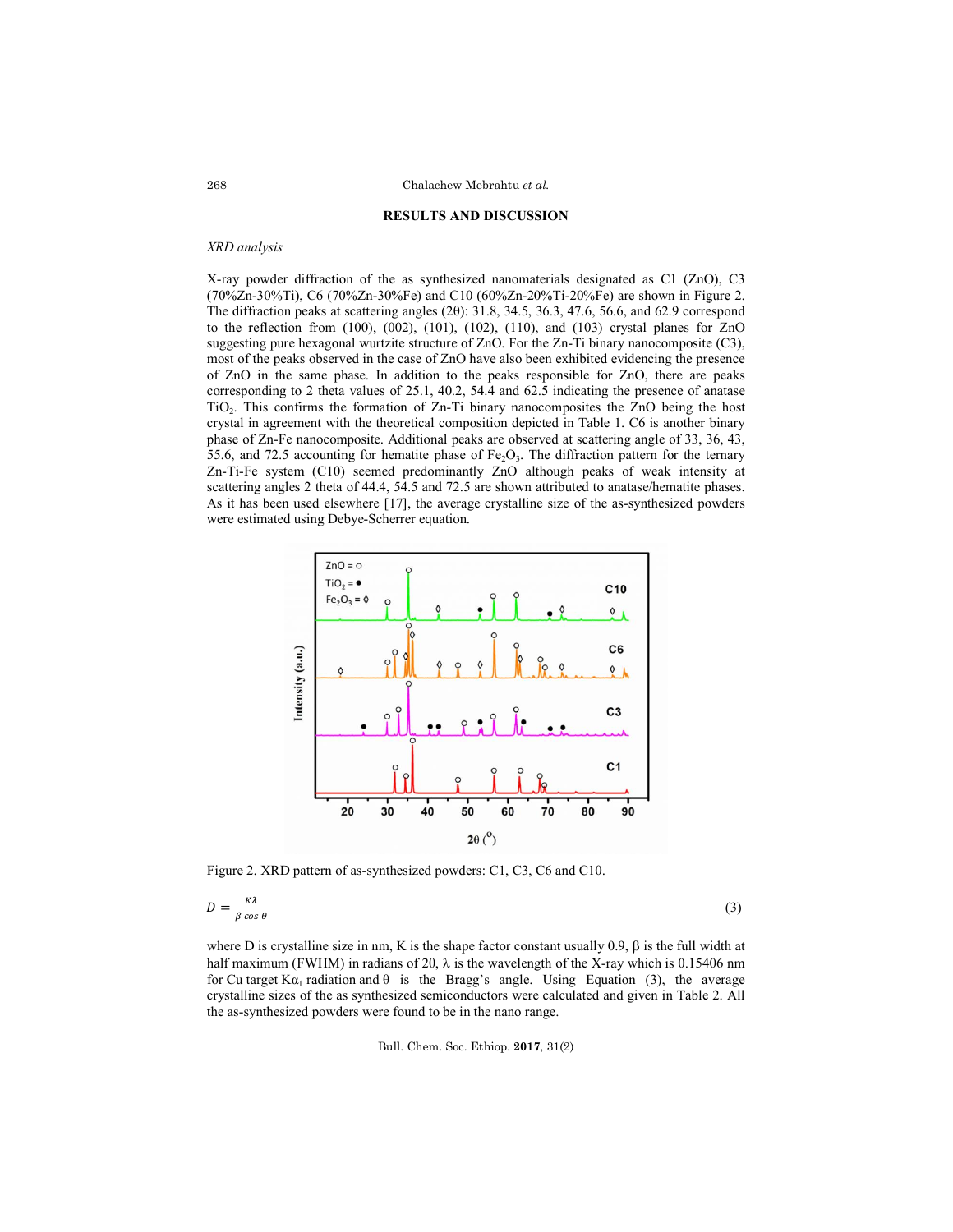## RESULTS AND DISCUSSION

*XRD analysis*

X-ray powder diffraction of the as synthesized nanomaterials designated as C1 (ZnO), C3 (70%Zn-30%Ti), C6 (70%Zn-30%Fe) and C10 (60%Zn-20%Ti-20%Fe) are shown in Figure 2. The diffraction peaks at scattering angles (2θ): 31.8, 34.5, 36.3, 47.6, 56.6, and 62.9 correspond to the reflection from (100), (002), (101), (102), (110), and (103) crystal planes for ZnO suggesting pure hexagonal wurtzite structure of ZnO. For the Zn-Ti binary nanocomposite (C3), most of the peaks observed in the case of ZnO have also been exhibited evidencing the presence of ZnO in the same phase. In addition to the peaks responsible for ZnO, there are peaks corresponding to 2 theta values of 25.1, 40.2, 54.4 and 62.5 indicating the presence of anatase $TiO_2$. This confirms the formation of Zn-Ti binary nanocomposites the ZnO being the host crystal in agreement with the theoretical composition depicted in Table 1. C6 is another binary phase of Zn-Fe nanocomposite. Additional peaks are observed at scattering angle of 33, 36, 43, 55.6, and 72.5 accounting for hematite phase of $Fe_2O_3$. The diffraction pattern for the ternary Zn-Ti-Fe system (C10) seemed predominantly ZnO although peaks of weak intensity at scattering angles 2 theta of 44.4, 54.5 and 72.5 are shown attributed to anatase/hematite phases. As it has been used elsewhere [17], the average crystalline size of the as-synthesized powders were estimated using Debye-Scherrer equation.

Figure 2. XRD pattern of as-synthesized powders: C1, C3, C6 and C10.

$$D = \frac{K\lambda}{\beta \cos \theta} \tag{3}$$

where D is crystalline size in nm, K is the shape factor constant usually 0.9, β is the full width at half maximum (FWHM) in radians of 2θ, λ is the wavelength of the X-ray which is 0.15406 nm for Cu target $K\alpha_1$ radiation and θ is the Bragg's angle. Using Equation (3), the average crystalline sizes of the as synthesized semiconductors were calculated and given in Table 2. All the as-synthesized powders were found to be in the nano range.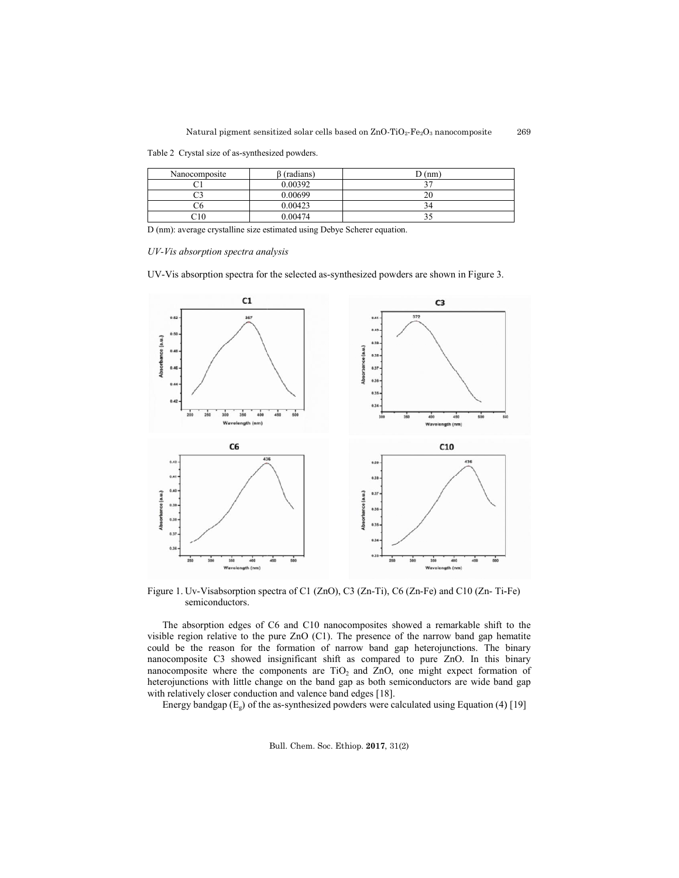Table 2 Crystal size of as-synthesized powders.

| Nanocomposite | β (radians) | D (nm) |
|---|---|---|
| C1 | 0.00392 | 37 |
| C3 | 0.00699 | 20 |
| C6 | 0.00423 | 34 |
| C10 | 0.00474 | 35 |

D (nm): average crystalline size estimated using Debye Scherer equation.

*UV-Vis absorption spectra analysis*

UV-Vis absorption spectra for the selected as-synthesized powders are shown in Figure 3.

Figure 1. Uv-Visabsorption spectra of C1 (ZnO), C3 (Zn-Ti), C6 (Zn-Fe) and C10 (Zn- Ti-Fe) semiconductors.

The absorption edges of C6 and C10 nanocomposites showed a remarkable shift to the visible region relative to the pure ZnO (C1). The presence of the narrow band gap hematite could be the reason for the formation of narrow band gap heterojunctions. The binary nanocomposite C3 showed insignificant shift as compared to pure ZnO. In this binary nanocomposite where the components are $TiO_2$ and ZnO, one might expect formation of heterojunctions with little change on the band gap as both semiconductors are wide band gap with relatively closer conduction and valence band edges [18].

Energy bandgap ($E_g$) of the as-synthesized powders were calculated using Equation (4) [19]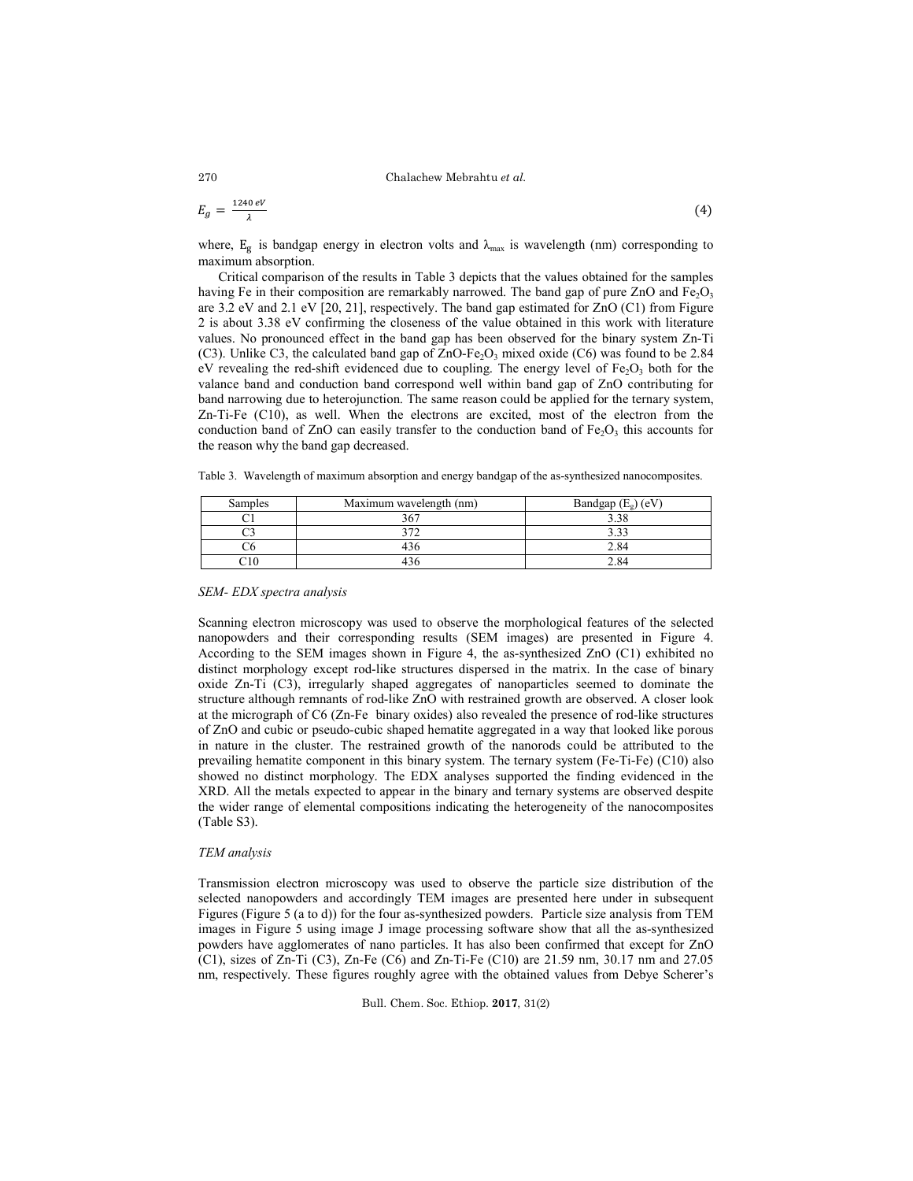$$E_g = \frac{1240\ eV}{\lambda} \tag{4}$$

where, $E_g$ is bandgap energy in electron volts and $\lambda_{max}$ is wavelength (nm) corresponding to maximum absorption.

Critical comparison of the results in Table 3 depicts that the values obtained for the samples having Fe in their composition are remarkably narrowed. The band gap of pure ZnO and $Fe_2O_3$ are 3.2 eV and 2.1 eV [20, 21], respectively. The band gap estimated for ZnO (C1) from Figure 2 is about 3.38 eV confirming the closeness of the value obtained in this work with literature values. No pronounced effect in the band gap has been observed for the binary system Zn-Ti (C3). Unlike C3, the calculated band gap of ZnO-$Fe_2O_3$ mixed oxide (C6) was found to be 2.84 eV revealing the red-shift evidenced due to coupling. The energy level of $Fe_2O_3$ both for the valance band and conduction band correspond well within band gap of ZnO contributing for band narrowing due to heterojunction. The same reason could be applied for the ternary system, Zn-Ti-Fe (C10), as well. When the electrons are excited, most of the electron from the conduction band of ZnO can easily transfer to the conduction band of $Fe_2O_3$ this accounts for the reason why the band gap decreased.

Table 3. Wavelength of maximum absorption and energy bandgap of the as-synthesized nanocomposites.

| Samples | Maximum wavelength (nm) | Bandgap ($E_g$) (eV) |
|---|---|---|
| C1 | 367 | 3.38 |
| C3 | 372 | 3.33 |
| C6 | 436 | 2.84 |
| C10 | 436 | 2.84 |

*SEM- EDX spectra analysis*

Scanning electron microscopy was used to observe the morphological features of the selected nanopowders and their corresponding results (SEM images) are presented in Figure 4. According to the SEM images shown in Figure 4, the as-synthesized ZnO (C1) exhibited no distinct morphology except rod-like structures dispersed in the matrix. In the case of binary oxide Zn-Ti (C3), irregularly shaped aggregates of nanoparticles seemed to dominate the structure although remnants of rod-like ZnO with restrained growth are observed. A closer look at the micrograph of C6 (Zn-Fe binary oxides) also revealed the presence of rod-like structures of ZnO and cubic or pseudo-cubic shaped hematite aggregated in a way that looked like porous in nature in the cluster. The restrained growth of the nanorods could be attributed to the prevailing hematite component in this binary system. The ternary system (Fe-Ti-Fe) (C10) also showed no distinct morphology. The EDX analyses supported the finding evidenced in the XRD. All the metals expected to appear in the binary and ternary systems are observed despite the wider range of elemental compositions indicating the heterogeneity of the nanocomposites (Table S3).

*TEM analysis*

Transmission electron microscopy was used to observe the particle size distribution of the selected nanopowders and accordingly TEM images are presented here under in subsequent Figures (Figure 5 (a to d)) for the four as-synthesized powders. Particle size analysis from TEM images in Figure 5 using image J image processing software show that all the as-synthesized powders have agglomerates of nano particles. It has also been confirmed that except for ZnO (C1), sizes of Zn-Ti (C3), Zn-Fe (C6) and Zn-Ti-Fe (C10) are 21.59 nm, 30.17 nm and 27.05 nm, respectively. These figures roughly agree with the obtained values from Debye Scherer's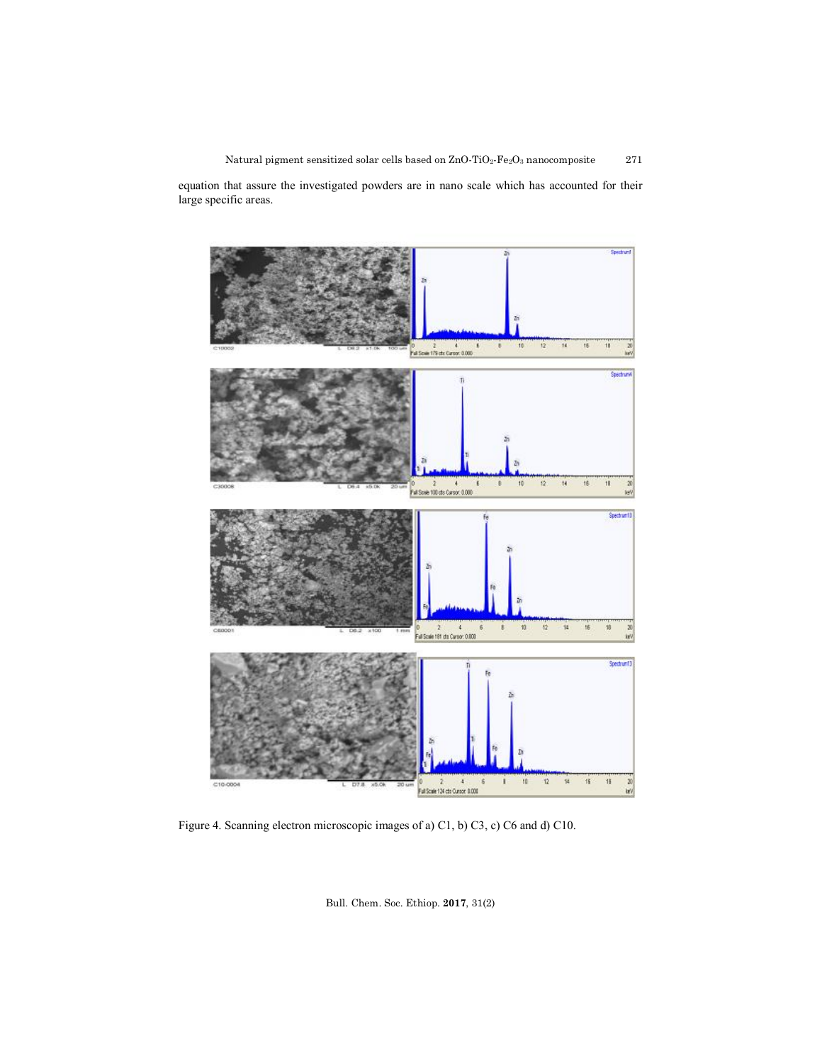equation that assure the investigated powders are in nano scale which has accounted for their large specific areas.

Figure 4. Scanning electron microscopic images of a) C1, b) C3, c) C6 and d) C10.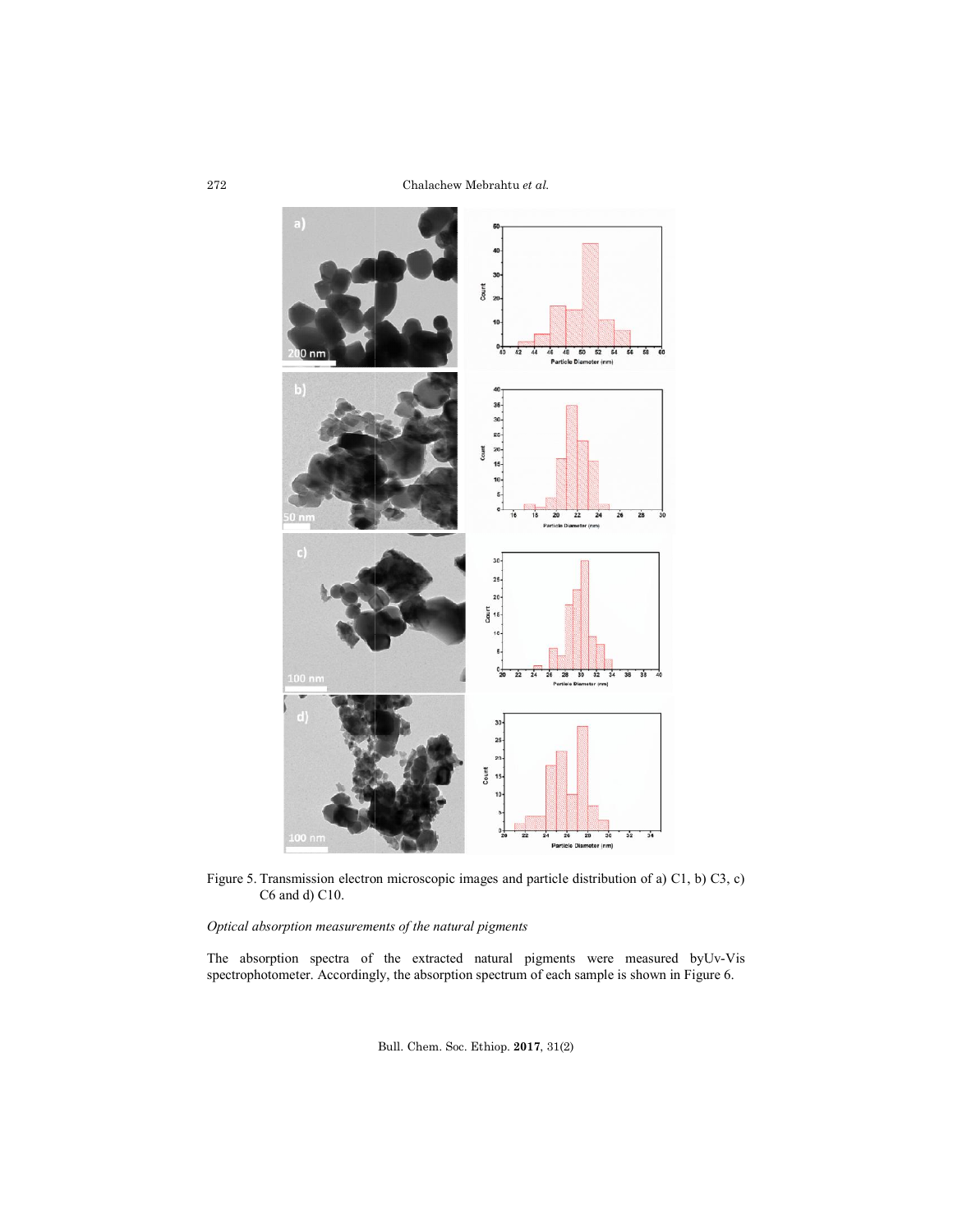Figure 5. Transmission electron microscopic images and particle distribution of a) C1, b) C3, c) C6 and d) C10.

*Optical absorption measurements of the natural pigments*

The absorption spectra of the extracted natural pigments were measured byUv-Vis spectrophotometer. Accordingly, the absorption spectrum of each sample is shown in Figure 6.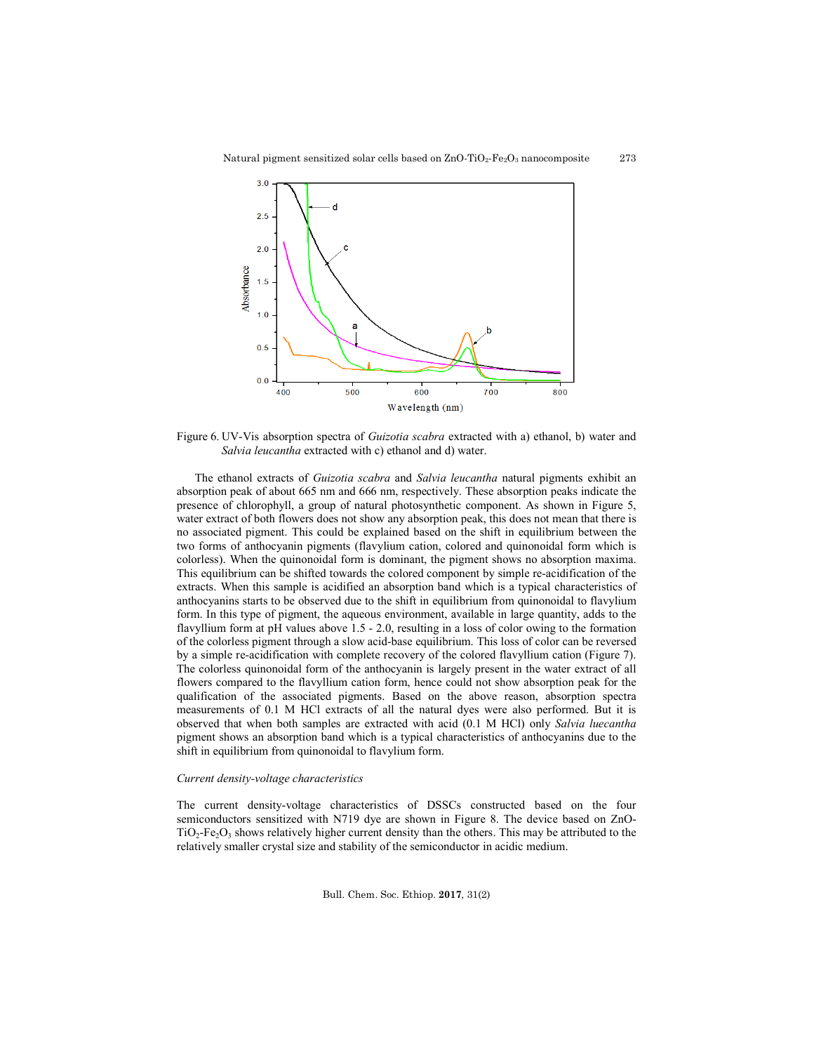Figure 6. UV-Vis absorption spectra of *Guizotia scabra* extracted with a) ethanol, b) water and *Salvia leucantha* extracted with c) ethanol and d) water.

The ethanol extracts of *Guizotia scabra* and *Salvia leucantha* natural pigments exhibit an absorption peak of about 665 nm and 666 nm, respectively. These absorption peaks indicate the presence of chlorophyll, a group of natural photosynthetic component. As shown in Figure 5, water extract of both flowers does not show any absorption peak, this does not mean that there is no associated pigment. This could be explained based on the shift in equilibrium between the two forms of anthocyanin pigments (flavylium cation, colored and quinonoidal form which is colorless). When the quinonoidal form is dominant, the pigment shows no absorption maxima. This equilibrium can be shifted towards the colored component by simple re-acidification of the extracts. When this sample is acidified an absorption band which is a typical characteristics of anthocyanins starts to be observed due to the shift in equilibrium from quinonoidal to flavylium form. In this type of pigment, the aqueous environment, available in large quantity, adds to the flavyllium form at pH values above 1.5 - 2.0, resulting in a loss of color owing to the formation of the colorless pigment through a slow acid-base equilibrium. This loss of color can be reversed by a simple re-acidification with complete recovery of the colored flavyllium cation (Figure 7). The colorless quinonoidal form of the anthocyanin is largely present in the water extract of all flowers compared to the flavyllium cation form, hence could not show absorption peak for the qualification of the associated pigments. Based on the above reason, absorption spectra measurements of 0.1 M HCl extracts of all the natural dyes were also performed. But it is observed that when both samples are extracted with acid (0.1 M HCl) only *Salvia luecantha* pigment shows an absorption band which is a typical characteristics of anthocyanins due to the shift in equilibrium from quinonoidal to flavylium form.

*Current density-voltage characteristics*

The current density-voltage characteristics of DSSCs constructed based on the four semiconductors sensitized with N719 dye are shown in Figure 8. The device based on ZnO-$TiO_2$-$Fe_2O_3$ shows relatively higher current density than the others. This may be attributed to the relatively smaller crystal size and stability of the semiconductor in acidic medium.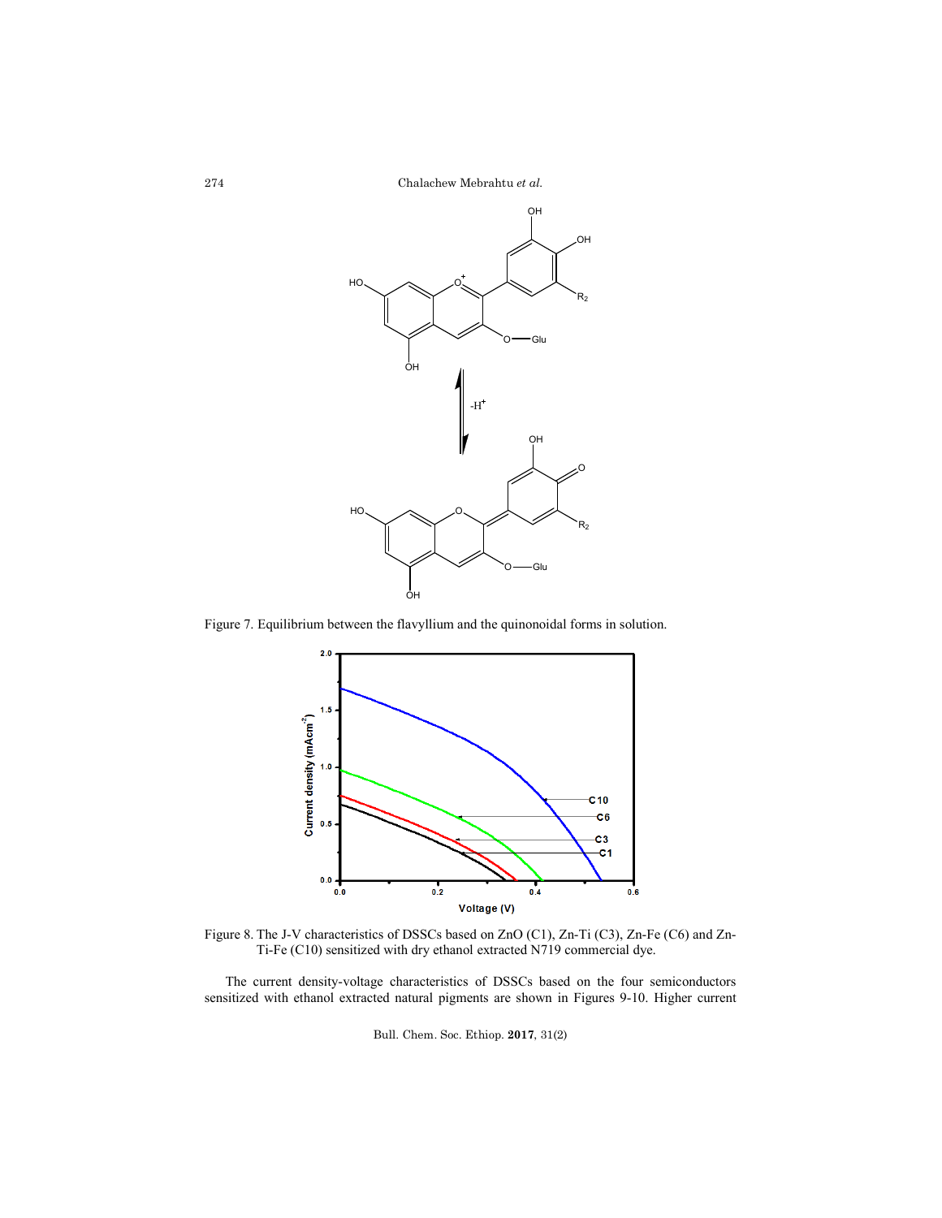Figure 7. Equilibrium between the flavyllium and the quinonoidal forms in solution.

Figure 8. The J-V characteristics of DSSCs based on ZnO (C1), Zn-Ti (C3), Zn-Fe (C6) and Zn-Ti-Fe (C10) sensitized with dry ethanol extracted N719 commercial dye.

The current density-voltage characteristics of DSSCs based on the four semiconductors sensitized with ethanol extracted natural pigments are shown in Figures 9-10. Higher current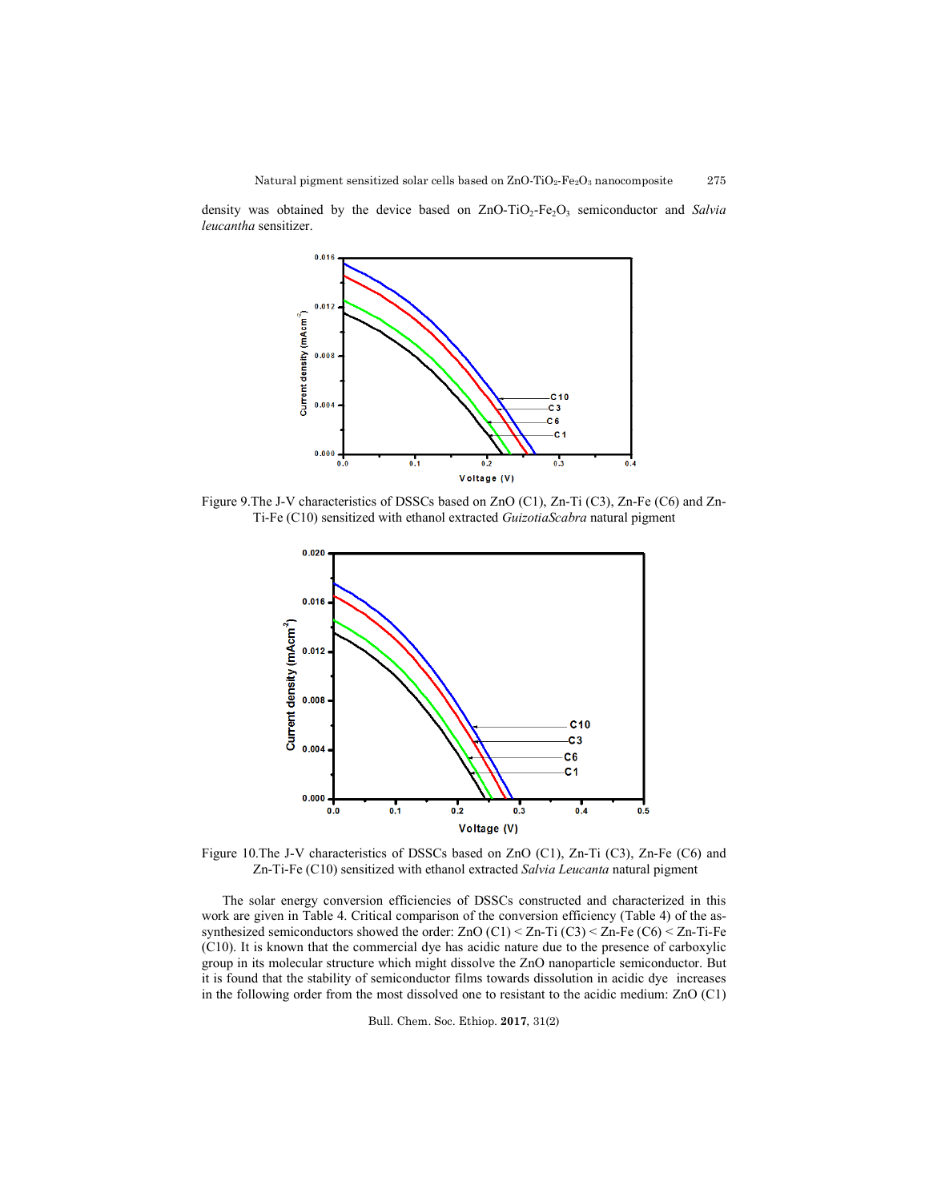density was obtained by the device based on ZnO-$TiO_2$-$Fe_2O_3$ semiconductor and *Salvia leucantha* sensitizer.

Figure 9.The J-V characteristics of DSSCs based on ZnO (C1), Zn-Ti (C3), Zn-Fe (C6) and Zn-Ti-Fe (C10) sensitized with ethanol extracted *GuizotiaScabra* natural pigment

Figure 10.The J-V characteristics of DSSCs based on ZnO (C1), Zn-Ti (C3), Zn-Fe (C6) and Zn-Ti-Fe (C10) sensitized with ethanol extracted *Salvia Leucanta* natural pigment

The solar energy conversion efficiencies of DSSCs constructed and characterized in this work are given in Table 4. Critical comparison of the conversion efficiency (Table 4) of the as-synthesized semiconductors showed the order: ZnO (C1) < Zn-Ti (C3) < Zn-Fe (C6) < Zn-Ti-Fe (C10). It is known that the commercial dye has acidic nature due to the presence of carboxylic group in its molecular structure which might dissolve the ZnO nanoparticle semiconductor. But it is found that the stability of semiconductor films towards dissolution in acidic dye increases in the following order from the most dissolved one to resistant to the acidic medium: ZnO (C1)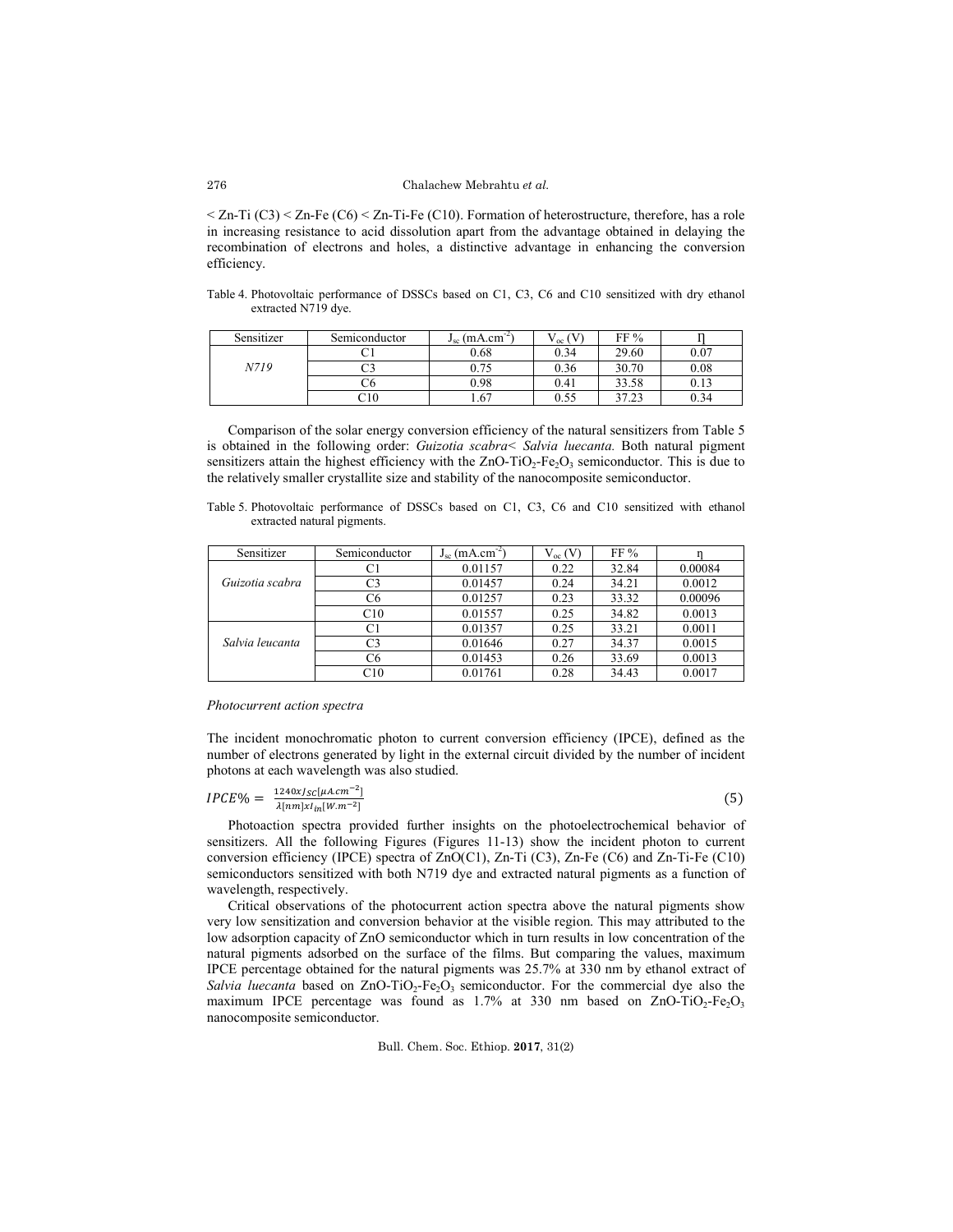< Zn-Ti (C3) < Zn-Fe (C6) < Zn-Ti-Fe (C10). Formation of heterostructure, therefore, has a role in increasing resistance to acid dissolution apart from the advantage obtained in delaying the recombination of electrons and holes, a distinctive advantage in enhancing the conversion efficiency.

Table 4. Photovoltaic performance of DSSCs based on C1, C3, C6 and C10 sensitized with dry ethanol extracted N719 dye.

| Sensitizer | Semiconductor | $J_{sc}$ (mA.cm$^{-2}$) | $V_{oc}$ (V) | FF % | η |
|---|---|---|---|---|---|
| *N719* | C1 | 0.68 | 0.34 | 29.60 | 0.07 |
| | C3 | 0.75 | 0.36 | 30.70 | 0.08 |
| | C6 | 0.98 | 0.41 | 33.58 | 0.13 |
| | C10 | 1.67 | 0.55 | 37.23 | 0.34 |

Comparison of the solar energy conversion efficiency of the natural sensitizers from Table 5 is obtained in the following order: *Guizotia scabra*< *Salvia luecanta.* Both natural pigment sensitizers attain the highest efficiency with the ZnO-$TiO_2$-$Fe_2O_3$ semiconductor. This is due to the relatively smaller crystallite size and stability of the nanocomposite semiconductor.

Table 5. Photovoltaic performance of DSSCs based on C1, C3, C6 and C10 sensitized with ethanol extracted natural pigments.

| Sensitizer | Semiconductor | $J_{sc}$ (mA.cm$^{-2}$) | $V_{oc}$ (V) | FF % | η |
|---|---|---|---|---|---|
| *Guizotia scabra* | C1 | 0.01157 | 0.22 | 32.84 | 0.00084 |
| | C3 | 0.01457 | 0.24 | 34.21 | 0.0012 |
| | C6 | 0.01257 | 0.23 | 33.32 | 0.00096 |
| | C10 | 0.01557 | 0.25 | 34.82 | 0.0013 |
| *Salvia leucanta* | C1 | 0.01357 | 0.25 | 33.21 | 0.0011 |
| | C3 | 0.01646 | 0.27 | 34.37 | 0.0015 |
| | C6 | 0.01453 | 0.26 | 33.69 | 0.0013 |
| | C10 | 0.01761 | 0.28 | 34.43 | 0.0017 |

*Photocurrent action spectra*

The incident monochromatic photon to current conversion efficiency (IPCE), defined as the number of electrons generated by light in the external circuit divided by the number of incident photons at each wavelength was also studied.

$$IPCE\% = \frac{1240 x J_{SC}[\mu A.cm^{-2}]}{\lambda[nm] x I_{in}[W.m^{-2}]} \tag{5}$$

Photoaction spectra provided further insights on the photoelectrochemical behavior of sensitizers. All the following Figures (Figures 11-13) show the incident photon to current conversion efficiency (IPCE) spectra of ZnO(C1), Zn-Ti (C3), Zn-Fe (C6) and Zn-Ti-Fe (C10) semiconductors sensitized with both N719 dye and extracted natural pigments as a function of wavelength, respectively.

Critical observations of the photocurrent action spectra above the natural pigments show very low sensitization and conversion behavior at the visible region. This may attributed to the low adsorption capacity of ZnO semiconductor which in turn results in low concentration of the natural pigments adsorbed on the surface of the films. But comparing the values, maximum IPCE percentage obtained for the natural pigments was 25.7% at 330 nm by ethanol extract of *Salvia luecanta* based on ZnO-$TiO_2$-$Fe_2O_3$ semiconductor. For the commercial dye also the maximum IPCE percentage was found as 1.7% at 330 nm based on ZnO-$TiO_2$-$Fe_2O_3$ nanocomposite semiconductor.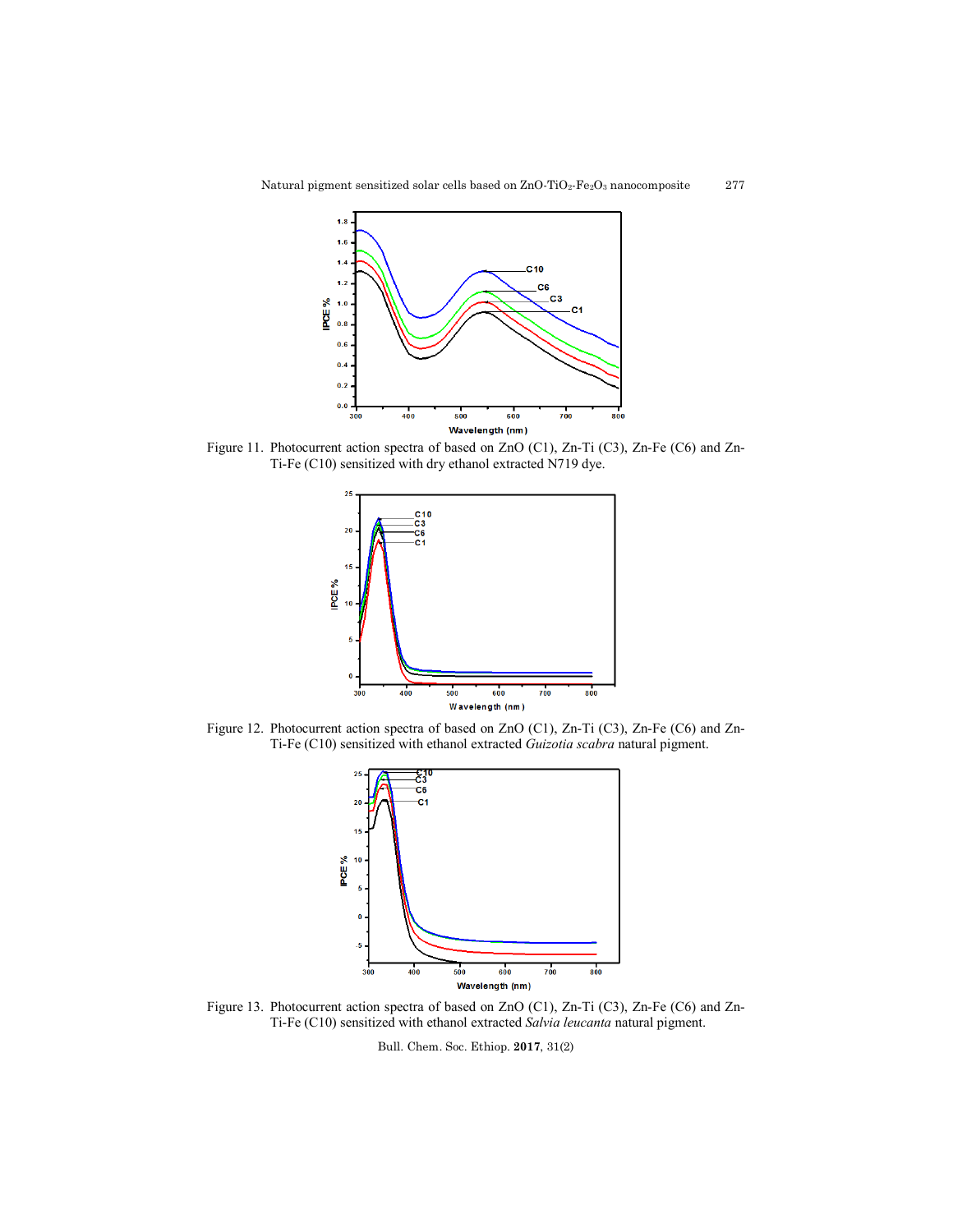Figure 11. Photocurrent action spectra of based on ZnO (C1), Zn-Ti (C3), Zn-Fe (C6) and Zn-Ti-Fe (C10) sensitized with dry ethanol extracted N719 dye.

Figure 12. Photocurrent action spectra of based on ZnO (C1), Zn-Ti (C3), Zn-Fe (C6) and Zn-Ti-Fe (C10) sensitized with ethanol extracted *Guizotia scabra* natural pigment.

Figure 13. Photocurrent action spectra of based on ZnO (C1), Zn-Ti (C3), Zn-Fe (C6) and Zn-Ti-Fe (C10) sensitized with ethanol extracted *Salvia leucanta* natural pigment.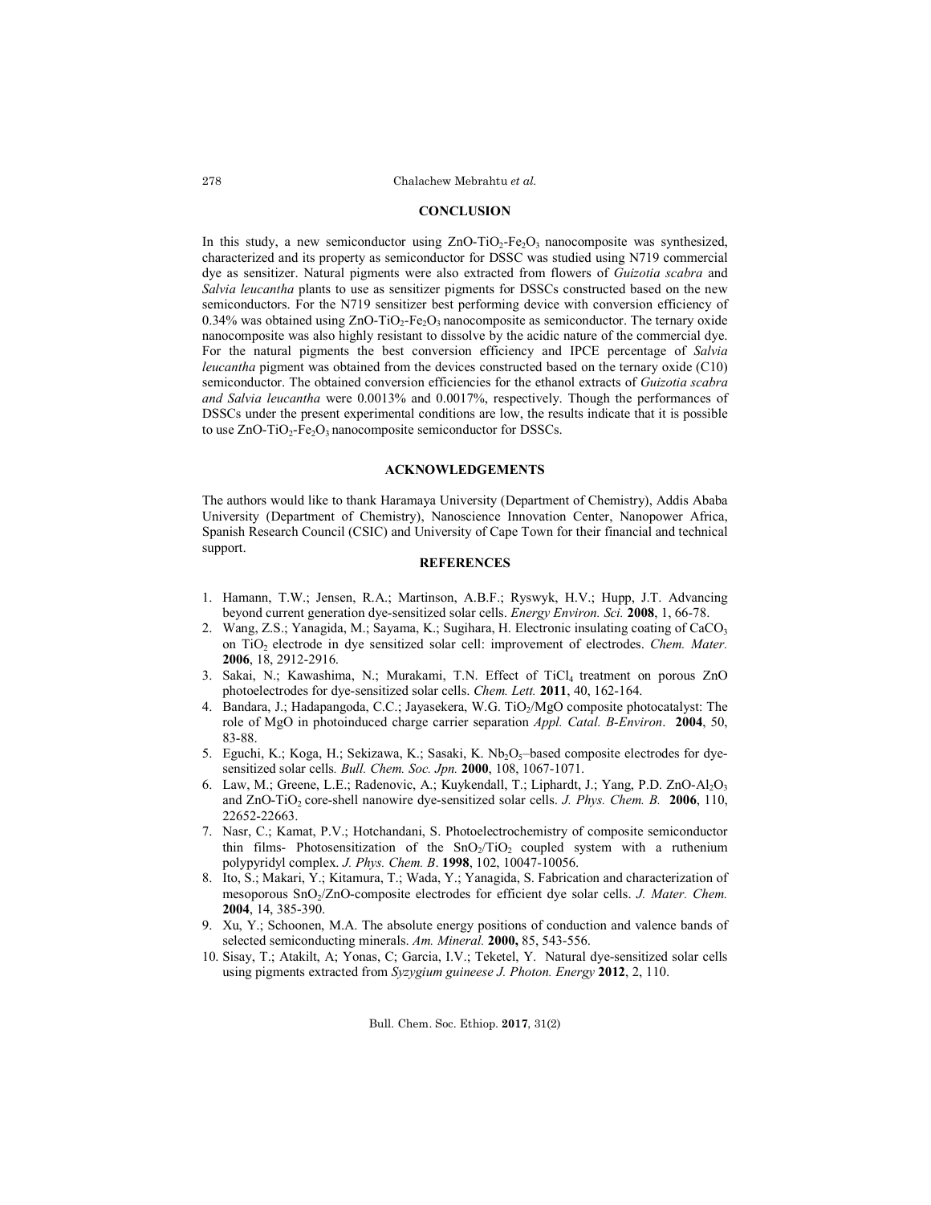## CONCLUSION

In this study, a new semiconductor using $ZnO$-$TiO_2$-$Fe_2O_3$ nanocomposite was synthesized, characterized and its property as semiconductor for DSSC was studied using N719 commercial dye as sensitizer. Natural pigments were also extracted from flowers of *Guizotia scabra* and *Salvia leucantha* plants to use as sensitizer pigments for DSSCs constructed based on the new semiconductors. For the N719 sensitizer best performing device with conversion efficiency of 0.34% was obtained using $ZnO$-$TiO_2$-$Fe_2O_3$ nanocomposite as semiconductor. The ternary oxide nanocomposite was also highly resistant to dissolve by the acidic nature of the commercial dye. For the natural pigments the best conversion efficiency and IPCE percentage of *Salvia leucantha* pigment was obtained from the devices constructed based on the ternary oxide (C10) semiconductor. The obtained conversion efficiencies for the ethanol extracts of *Guizotia scabra and Salvia leucantha* were 0.0013% and 0.0017%, respectively. Though the performances of DSSCs under the present experimental conditions are low, the results indicate that it is possible to use $ZnO$-$TiO_2$-$Fe_2O_3$ nanocomposite semiconductor for DSSCs.

## ACKNOWLEDGEMENTS

The authors would like to thank Haramaya University (Department of Chemistry), Addis Ababa University (Department of Chemistry), Nanoscience Innovation Center, Nanopower Africa, Spanish Research Council (CSIC) and University of Cape Town for their financial and technical support.

## REFERENCES

1. Hamann, T.W.; Jensen, R.A.; Martinson, A.B.F.; Ryswyk, H.V.; Hupp, J.T. Advancing beyond current generation dye-sensitized solar cells. *Energy Environ. Sci.* **2008**, 1, 66-78.
2. Wang, Z.S.; Yanagida, M.; Sayama, K.; Sugihara, H. Electronic insulating coating of $CaCO_3$ on $TiO_2$ electrode in dye sensitized solar cell: improvement of electrodes. *Chem. Mater.* **2006**, 18, 2912-2916.
3. Sakai, N.; Kawashima, N.; Murakami, T.N. Effect of $TiCl_4$ treatment on porous ZnO photoelectrodes for dye-sensitized solar cells. *Chem. Lett.* **2011**, 40, 162-164.
4. Bandara, J.; Hadapangoda, C.C.; Jayasekera, W.G. $TiO_2$/MgO composite photocatalyst: The role of MgO in photoinduced charge carrier separation *Appl. Catal. B-Environ*. **2004**, 50, 83-88.
5. Eguchi, K.; Koga, H.; Sekizawa, K.; Sasaki, K. $Nb_2O_5$–based composite electrodes for dye-sensitized solar cells*. Bull. Chem. Soc. Jpn.* **2000**, 108, 1067-1071.
6. Law, M.; Greene, L.E.; Radenovic, A.; Kuykendall, T.; Liphardt, J.; Yang, P.D. $ZnO$-$Al_2O_3$ and $ZnO$-$TiO_2$ core-shell nanowire dye-sensitized solar cells. *J. Phys. Chem. B.* **2006**, 110, 22652-22663.
7. Nasr, C.; Kamat, P.V.; Hotchandani, S. Photoelectrochemistry of composite semiconductor thin films- Photosensitization of the $SnO_2$/$TiO_2$ coupled system with a ruthenium polypyridyl complex. *J. Phys. Chem. B*. **1998**, 102, 10047-10056.
8. Ito, S.; Makari, Y.; Kitamura, T.; Wada, Y.; Yanagida, S. Fabrication and characterization of mesoporous $SnO_2$/ZnO-composite electrodes for efficient dye solar cells. *J. Mater. Chem.* **2004**, 14, 385-390.
9. Xu, Y.; Schoonen, M.A. The absolute energy positions of conduction and valence bands of selected semiconducting minerals. *Am. Mineral.* **2000,** 85, 543-556.
10. Sisay, T.; Atakilt, A; Yonas, C; Garcia, I.V.; Teketel, Y. Natural dye-sensitized solar cells using pigments extracted from *Syzygium guineese J. Photon. Energy* **2012**, 2, 110.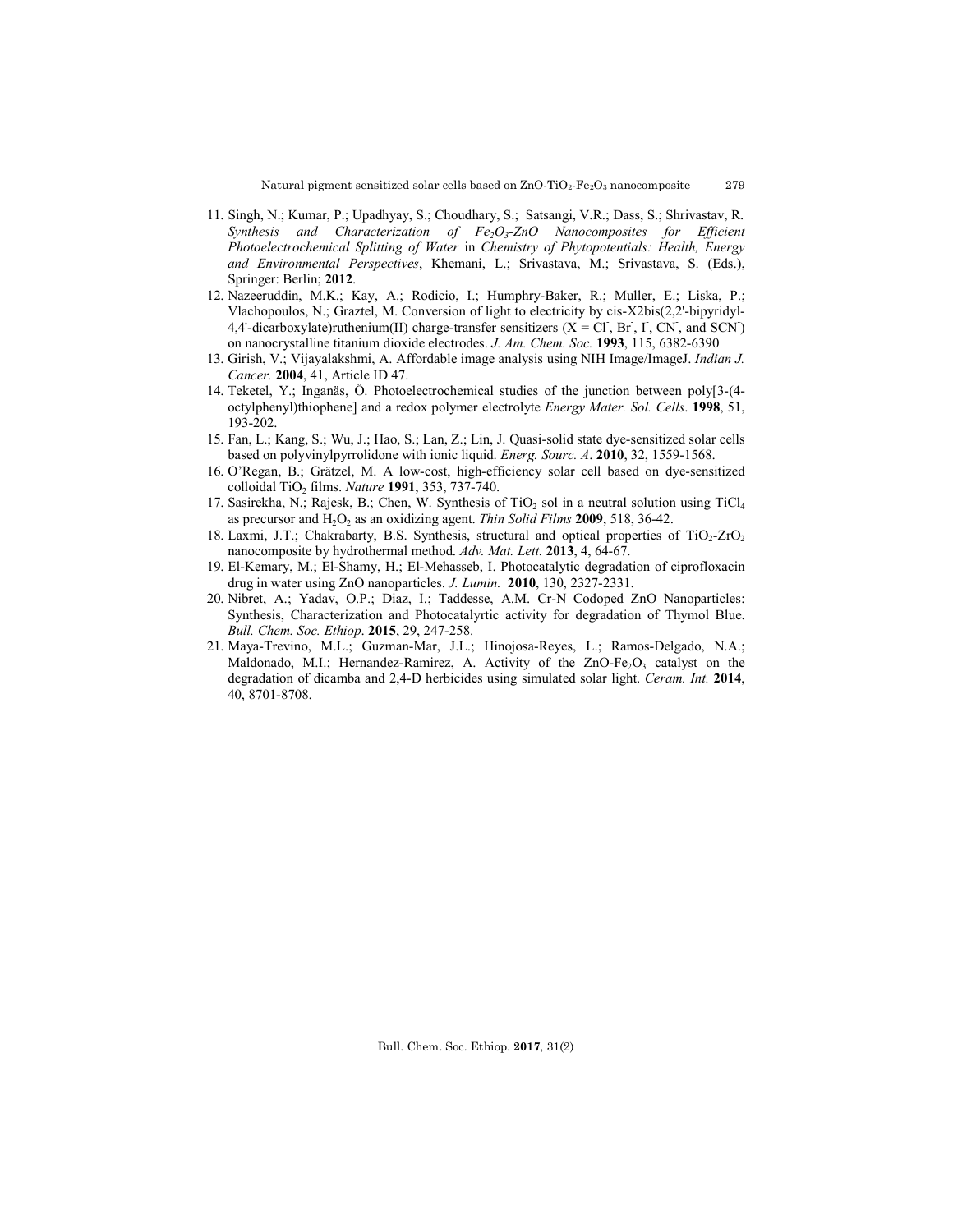11. Singh, N.; Kumar, P.; Upadhyay, S.; Choudhary, S.; Satsangi, V.R.; Dass, S.; Shrivastav, R. *Synthesis and Characterization of $Fe_2O_3$-ZnO Nanocomposites for Efficient Photoelectrochemical Splitting of Water* in *Chemistry of Phytopotentials: Health, Energy and Environmental Perspectives*, Khemani, L.; Srivastava, M.; Srivastava, S. (Eds.), Springer: Berlin; **2012**.
12. Nazeeruddin, M.K.; Kay, A.; Rodicio, I.; Humphry-Baker, R.; Muller, E.; Liska, P.; Vlachopoulos, N.; Graztel, M. Conversion of light to electricity by cis-X2bis(2,2'-bipyridyl-4,4'-dicarboxylate)ruthenium(II) charge-transfer sensitizers (X = $Cl^-$, $Br^-$, $I^-$, $CN^-$, and $SCN^-$) on nanocrystalline titanium dioxide electrodes. *J. Am. Chem. Soc.* **1993**, 115, 6382-6390
13. Girish, V.; Vijayalakshmi, A. Affordable image analysis using NIH Image/ImageJ. *Indian J. Cancer.* **2004**, 41, Article ID 47.
14. Teketel, Y.; Inganäs, Ö. Photoelectrochemical studies of the junction between poly[3-(4-octylphenyl)thiophene] and a redox polymer electrolyte *Energy Mater. Sol. Cells*. **1998**, 51, 193-202.
15. Fan, L.; Kang, S.; Wu, J.; Hao, S.; Lan, Z.; Lin, J. Quasi-solid state dye-sensitized solar cells based on polyvinylpyrrolidone with ionic liquid. *Energ. Sourc. A*. **2010**, 32, 1559-1568.
16. O'Regan, B.; Grätzel, M. A low-cost, high-efficiency solar cell based on dye-sensitized colloidal $TiO_2$ films. *Nature* **1991**, 353, 737-740.
17. Sasirekha, N.; Rajesk, B.; Chen, W. Synthesis of $TiO_2$ sol in a neutral solution using $TiCl_4$ as precursor and $H_2O_2$ as an oxidizing agent. *Thin Solid Films* **2009**, 518, 36-42.
18. Laxmi, J.T.; Chakrabarty, B.S. Synthesis, structural and optical properties of $TiO_2$-$ZrO_2$ nanocomposite by hydrothermal method. *Adv. Mat. Lett.* **2013**, 4, 64-67.
19. El-Kemary, M.; El-Shamy, H.; El-Mehasseb, I. Photocatalytic degradation of ciprofloxacin drug in water using ZnO nanoparticles. *J. Lumin.* **2010**, 130, 2327-2331.
20. Nibret, A.; Yadav, O.P.; Diaz, I.; Taddesse, A.M. Cr-N Codoped ZnO Nanoparticles: Synthesis, Characterization and Photocatalyrtic activity for degradation of Thymol Blue. *Bull. Chem. Soc. Ethiop*. **2015**, 29, 247-258.
21. Maya-Trevino, M.L.; Guzman-Mar, J.L.; Hinojosa-Reyes, L.; Ramos-Delgado, N.A.; Maldonado, M.I.; Hernandez-Ramirez, A. Activity of the ZnO-$Fe_2O_3$ catalyst on the degradation of dicamba and 2,4-D herbicides using simulated solar light. *Ceram. Int.* **2014**, 40, 8701-8708.